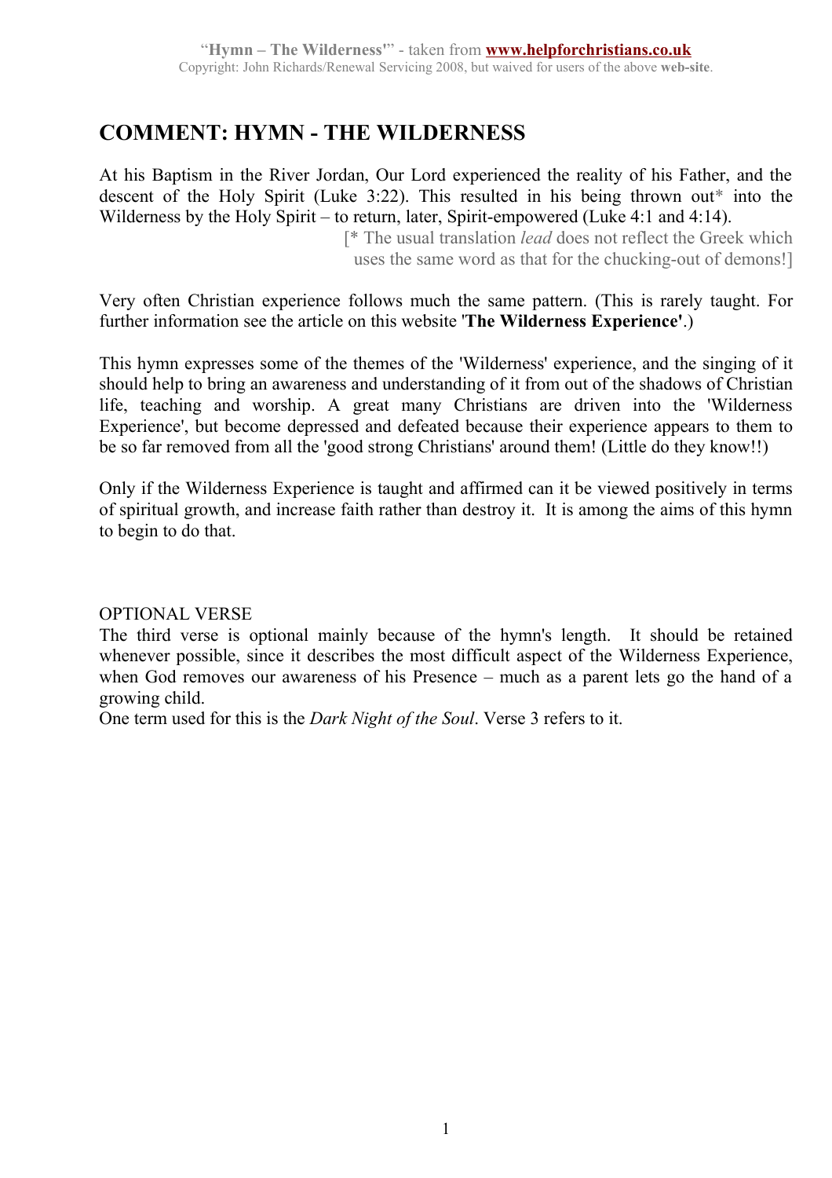# COMMENT: HYMN - THE WILDERNESS

At his Baptism in the River Jordan, Our Lord experienced the reality of his Father, and the descent of the Holy Spirit (Luke 3:22). This resulted in his being thrown out* into the Wilderness by the Holy Spirit – to return, later, Spirit-empowered (Luke 4:1 and 4:14).

[* The usual translation *lead* does not reflect the Greek which uses the same word as that for the chucking-out of demons!]

Very often Christian experience follows much the same pattern. (This is rarely taught. For further information see the article on this website '**The Wilderness Experience'**.)

This hymn expresses some of the themes of the 'Wilderness' experience, and the singing of it should help to bring an awareness and understanding of it from out of the shadows of Christian life, teaching and worship. A great many Christians are driven into the 'Wilderness Experience', but become depressed and defeated because their experience appears to them to be so far removed from all the 'good strong Christians' around them! (Little do they know!!)

Only if the Wilderness Experience is taught and affirmed can it be viewed positively in terms of spiritual growth, and increase faith rather than destroy it. It is among the aims of this hymn to begin to do that.

OPTIONAL VERSE

The third verse is optional mainly because of the hymn's length. It should be retained whenever possible, since it describes the most difficult aspect of the Wilderness Experience, when God removes our awareness of his Presence – much as a parent lets go the hand of a growing child.

One term used for this is the *Dark Night of the Soul*. Verse 3 refers to it.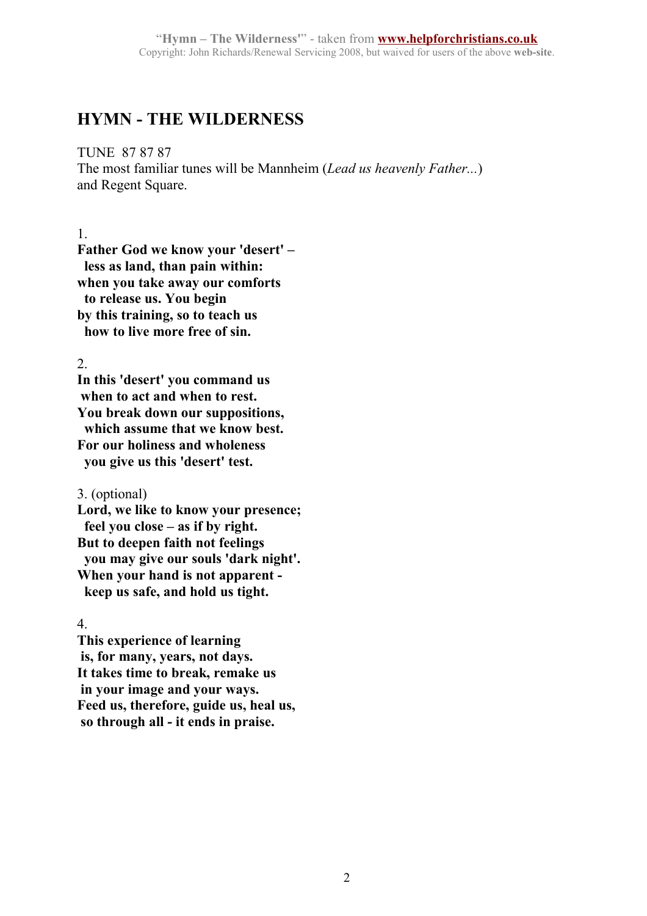# HYMN - THE WILDERNESS

TUNE 87 87 87
The most familiar tunes will be Mannheim (*Lead us heavenly Father...*) and Regent Square.

1.
**Father God we know your 'desert' –**
**less as land, than pain within:**
**when you take away our comforts**
**to release us. You begin**
**by this training, so to teach us**
**how to live more free of sin.**

2.
**In this 'desert' you command us**
**when to act and when to rest.**
**You break down our suppositions,**
**which assume that we know best.**
**For our holiness and wholeness**
**you give us this 'desert' test.**

3. (optional)
**Lord, we like to know your presence;**
**feel you close – as if by right.**
**But to deepen faith not feelings**
**you may give our souls 'dark night'.**
**When your hand is not apparent -**
**keep us safe, and hold us tight.**

4.
**This experience of learning**
**is, for many, years, not days.**
**It takes time to break, remake us**
**in your image and your ways.**
**Feed us, therefore, guide us, heal us,**
**so through all - it ends in praise.**